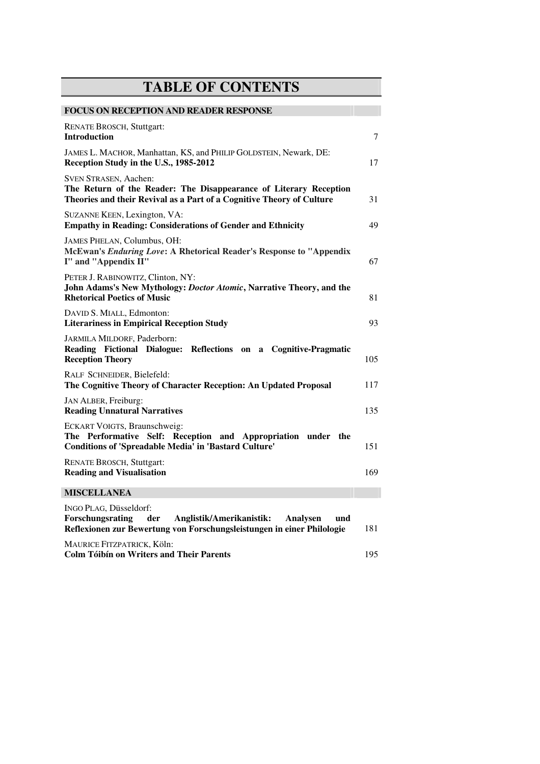# TABLE OF CONTENTS

## FOCUS ON RECEPTION AND READER RESPONSE

RENATE BROSCH, Stuttgart:
**Introduction** 7

JAMES L. MACHOR, Manhattan, KS, and PHILIP GOLDSTEIN, Newark, DE:
**Reception Study in the U.S., 1985-2012** 17

SVEN STRASEN, Aachen:
**The Return of the Reader: The Disappearance of Literary Reception Theories and their Revival as a Part of a Cognitive Theory of Culture** 31

SUZANNE KEEN, Lexington, VA:
**Empathy in Reading: Considerations of Gender and Ethnicity** 49

JAMES PHELAN, Columbus, OH:
**McEwan's *Enduring Love*: A Rhetorical Reader's Response to "Appendix I" and "Appendix II"** 67

PETER J. RABINOWITZ, Clinton, NY:
**John Adams's New Mythology: *Doctor Atomic*, Narrative Theory, and the Rhetorical Poetics of Music** 81

DAVID S. MIALL, Edmonton:
**Literariness in Empirical Reception Study** 93

JARMILA MILDORF, Paderborn:
**Reading Fictional Dialogue: Reflections on a Cognitive-Pragmatic Reception Theory** 105

RALF SCHNEIDER, Bielefeld:
**The Cognitive Theory of Character Reception: An Updated Proposal** 117

JAN ALBER, Freiburg:
**Reading Unnatural Narratives** 135

ECKART VOIGTS, Braunschweig:
**The Performative Self: Reception and Appropriation under the Conditions of 'Spreadable Media' in 'Bastard Culture'** 151

RENATE BROSCH, Stuttgart:
**Reading and Visualisation** 169

## MISCELLANEA

INGO PLAG, Düsseldorf:
**Forschungsrating der Anglistik/Amerikanistik: Analysen und Reflexionen zur Bewertung von Forschungsleistungen in einer Philologie** 181

MAURICE FITZPATRICK, Köln:
**Colm Tóibín on Writers and Their Parents** 195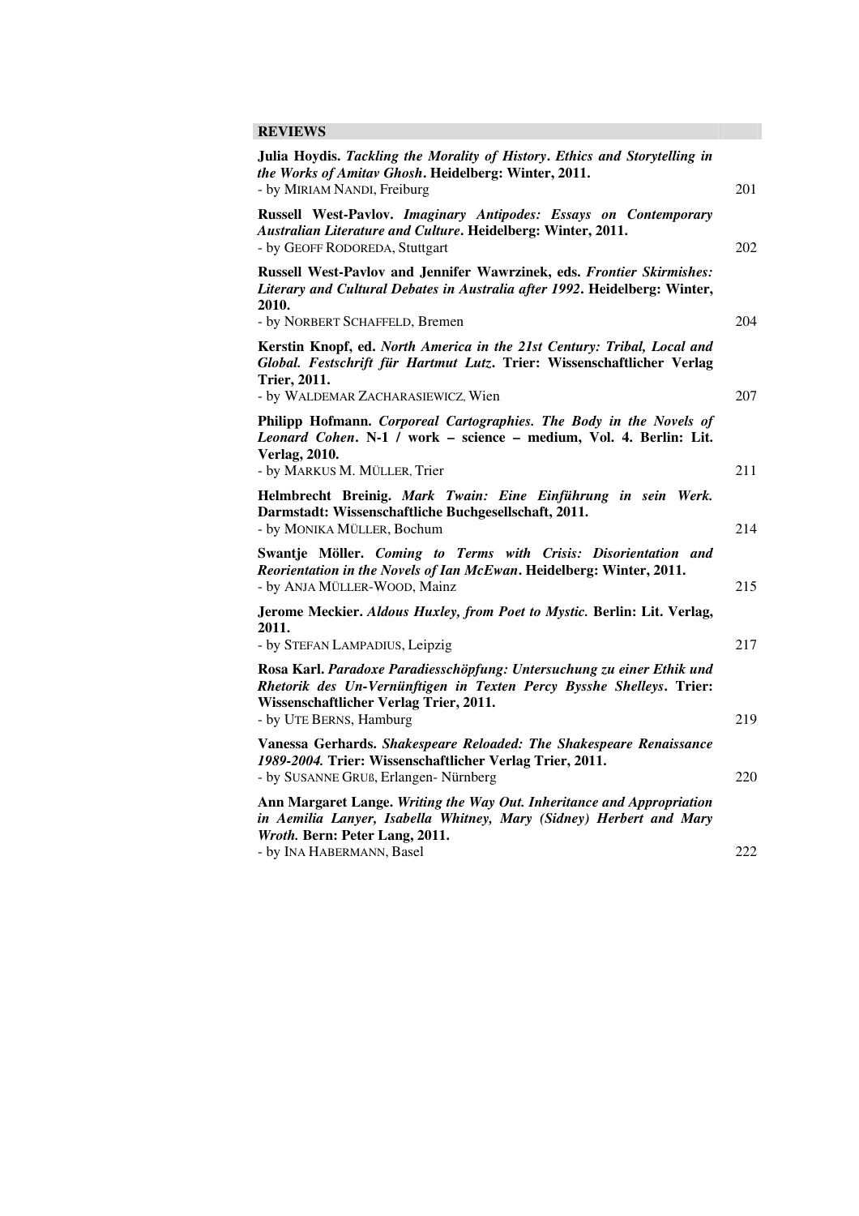## REVIEWS

**Julia Hoydis.** ***Tackling the Morality of History. Ethics and Storytelling in the Works of Amitav Ghosh*****. Heidelberg: Winter, 2011.**
- by MIRIAM NANDI, Freiburg — 201

**Russell West-Pavlov.** ***Imaginary Antipodes: Essays on Contemporary Australian Literature and Culture*****. Heidelberg: Winter, 2011.**
- by GEOFF RODOREDA, Stuttgart — 202

**Russell West-Pavlov and Jennifer Wawrzinek, eds.** ***Frontier Skirmishes: Literary and Cultural Debates in Australia after 1992*****. Heidelberg: Winter, 2010.**
- by NORBERT SCHAFFELD, Bremen — 204

**Kerstin Knopf, ed.** ***North America in the 21st Century: Tribal, Local and Global. Festschrift für Hartmut Lutz*****. Trier: Wissenschaftlicher Verlag Trier, 2011.**
- by WALDEMAR ZACHARASIEWICZ, Wien — 207

**Philipp Hofmann.** ***Corporeal Cartographies. The Body in the Novels of Leonard Cohen*****. N-1 / work – science – medium, Vol. 4. Berlin: Lit. Verlag, 2010.**
- by MARKUS M. MÜLLER, Trier — 211

**Helmbrecht Breinig.** ***Mark Twain: Eine Einführung in sein Werk.*** **Darmstadt: Wissenschaftliche Buchgesellschaft, 2011.**
- by MONIKA MÜLLER, Bochum — 214

**Swantje Möller.** ***Coming to Terms with Crisis: Disorientation and Reorientation in the Novels of Ian McEwan*****. Heidelberg: Winter, 2011.**
- by ANJA MÜLLER-WOOD, Mainz — 215

**Jerome Meckier.** ***Aldous Huxley, from Poet to Mystic.*** **Berlin: Lit. Verlag, 2011.**
- by STEFAN LAMPADIUS, Leipzig — 217

**Rosa Karl.** ***Paradoxe Paradiesschöpfung: Untersuchung zu einer Ethik und Rhetorik des Un-Vernünftigen in Texten Percy Bysshe Shelleys*****. Trier: Wissenschaftlicher Verlag Trier, 2011.**
- by UTE BERNS, Hamburg — 219

**Vanessa Gerhards.** ***Shakespeare Reloaded: The Shakespeare Renaissance 1989-2004.*** **Trier: Wissenschaftlicher Verlag Trier, 2011.**
- by SUSANNE GRUß, Erlangen- Nürnberg — 220

**Ann Margaret Lange.** ***Writing the Way Out. Inheritance and Appropriation in Aemilia Lanyer, Isabella Whitney, Mary (Sidney) Herbert and Mary Wroth.*** **Bern: Peter Lang, 2011.**
- by INA HABERMANN, Basel — 222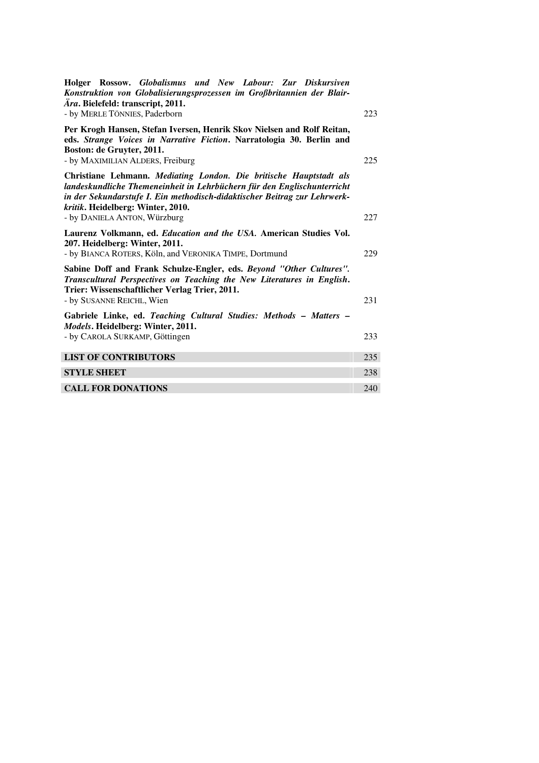**Holger Rossow.** ***Globalismus und New Labour: Zur Diskursiven Konstruktion von Globalisierungsprozessen im Großbritannien der Blair-Ära*****. Bielefeld: transcript, 2011.**
- by MERLE TÖNNIES, Paderborn 223

**Per Krogh Hansen, Stefan Iversen, Henrik Skov Nielsen and Rolf Reitan, eds.** ***Strange Voices in Narrative Fiction*****. Narratologia 30. Berlin and Boston: de Gruyter, 2011.**
- by MAXIMILIAN ALDERS, Freiburg 225

**Christiane Lehmann.** ***Mediating London. Die britische Hauptstadt als landeskundliche Themeneinheit in Lehrbüchern für den Englischunterricht in der Sekundarstufe I. Ein methodisch-didaktischer Beitrag zur Lehrwerkkritik*****. Heidelberg: Winter, 2010.**
- by DANIELA ANTON, Würzburg 227

**Laurenz Volkmann, ed.** ***Education and the USA*****. American Studies Vol. 207. Heidelberg: Winter, 2011.**
- by BIANCA ROTERS, Köln, and VERONIKA TIMPE, Dortmund 229

**Sabine Doff and Frank Schulze-Engler, eds.** ***Beyond "Other Cultures". Transcultural Perspectives on Teaching the New Literatures in English*****. Trier: Wissenschaftlicher Verlag Trier, 2011.**
- by SUSANNE REICHL, Wien 231

**Gabriele Linke, ed.** ***Teaching Cultural Studies: Methods – Matters – Models*****. Heidelberg: Winter, 2011.**
- by CAROLA SURKAMP, Göttingen 233

**LIST OF CONTRIBUTORS** 235

**STYLE SHEET** 238

**CALL FOR DONATIONS** 240